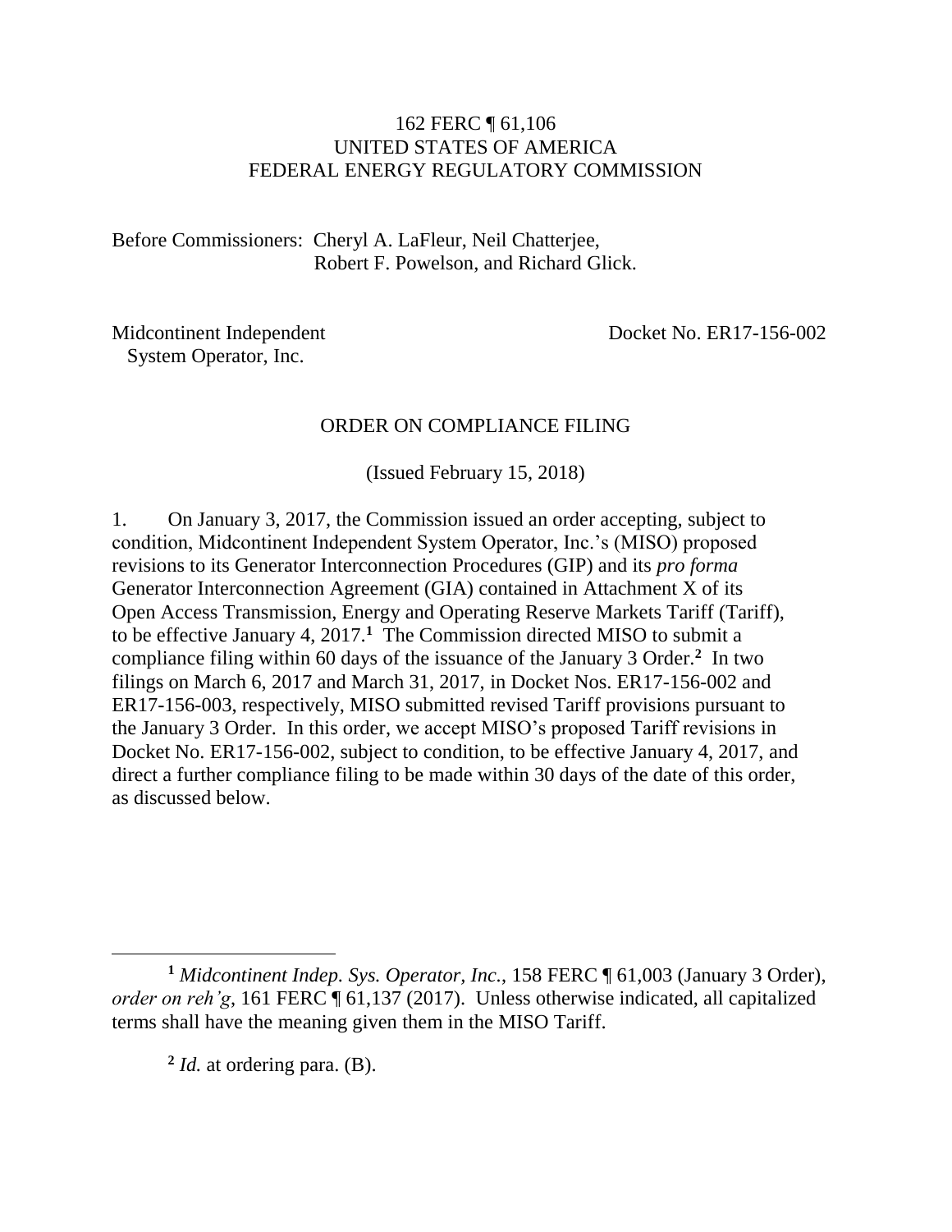162 FERC ¶ 61,106
UNITED STATES OF AMERICA
FEDERAL ENERGY REGULATORY COMMISSION

Before Commissioners: Cheryl A. LaFleur, Neil Chatterjee,
Robert F. Powelson, and Richard Glick.

Midcontinent Independent
System Operator, Inc.

Docket No. ER17-156-002

ORDER ON COMPLIANCE FILING

(Issued February 15, 2018)

1. On January 3, 2017, the Commission issued an order accepting, subject to condition, Midcontinent Independent System Operator, Inc.'s (MISO) proposed revisions to its Generator Interconnection Procedures (GIP) and its *pro forma* Generator Interconnection Agreement (GIA) contained in Attachment X of its Open Access Transmission, Energy and Operating Reserve Markets Tariff (Tariff), to be effective January 4, 2017.[1] The Commission directed MISO to submit a compliance filing within 60 days of the issuance of the January 3 Order.[2] In two filings on March 6, 2017 and March 31, 2017, in Docket Nos. ER17-156-002 and ER17-156-003, respectively, MISO submitted revised Tariff provisions pursuant to the January 3 Order. In this order, we accept MISO's proposed Tariff revisions in Docket No. ER17-156-002, subject to condition, to be effective January 4, 2017, and direct a further compliance filing to be made within 30 days of the date of this order, as discussed below.

---

[1] *Midcontinent Indep. Sys. Operator, Inc.*, 158 FERC ¶ 61,003 (January 3 Order), *order on reh'g*, 161 FERC ¶ 61,137 (2017). Unless otherwise indicated, all capitalized terms shall have the meaning given them in the MISO Tariff.

[2] *Id.* at ordering para. (B).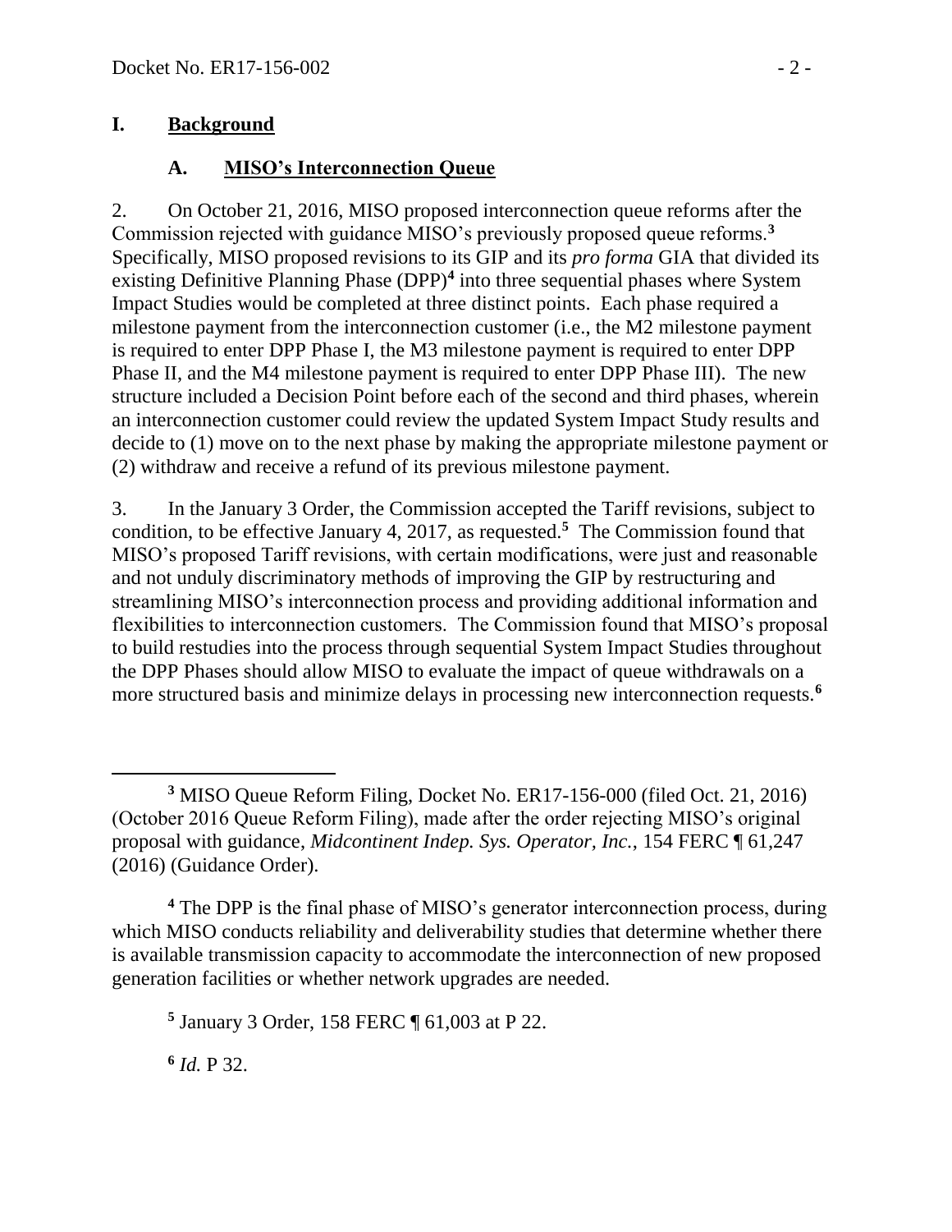## I. Background

### A. MISO's Interconnection Queue

2. On October 21, 2016, MISO proposed interconnection queue reforms after the Commission rejected with guidance MISO's previously proposed queue reforms.[3] Specifically, MISO proposed revisions to its GIP and its *pro forma* GIA that divided its existing Definitive Planning Phase (DPP)[4] into three sequential phases where System Impact Studies would be completed at three distinct points. Each phase required a milestone payment from the interconnection customer (i.e., the M2 milestone payment is required to enter DPP Phase I, the M3 milestone payment is required to enter DPP Phase II, and the M4 milestone payment is required to enter DPP Phase III). The new structure included a Decision Point before each of the second and third phases, wherein an interconnection customer could review the updated System Impact Study results and decide to (1) move on to the next phase by making the appropriate milestone payment or (2) withdraw and receive a refund of its previous milestone payment.

3. In the January 3 Order, the Commission accepted the Tariff revisions, subject to condition, to be effective January 4, 2017, as requested.[5] The Commission found that MISO's proposed Tariff revisions, with certain modifications, were just and reasonable and not unduly discriminatory methods of improving the GIP by restructuring and streamlining MISO's interconnection process and providing additional information and flexibilities to interconnection customers. The Commission found that MISO's proposal to build restudies into the process through sequential System Impact Studies throughout the DPP Phases should allow MISO to evaluate the impact of queue withdrawals on a more structured basis and minimize delays in processing new interconnection requests.[6]

---

[3] MISO Queue Reform Filing, Docket No. ER17-156-000 (filed Oct. 21, 2016) (October 2016 Queue Reform Filing), made after the order rejecting MISO's original proposal with guidance, *Midcontinent Indep. Sys. Operator, Inc.*, 154 FERC ¶ 61,247 (2016) (Guidance Order).

[4] The DPP is the final phase of MISO's generator interconnection process, during which MISO conducts reliability and deliverability studies that determine whether there is available transmission capacity to accommodate the interconnection of new proposed generation facilities or whether network upgrades are needed.

[5] January 3 Order, 158 FERC ¶ 61,003 at P 22.

[6] *Id.* P 32.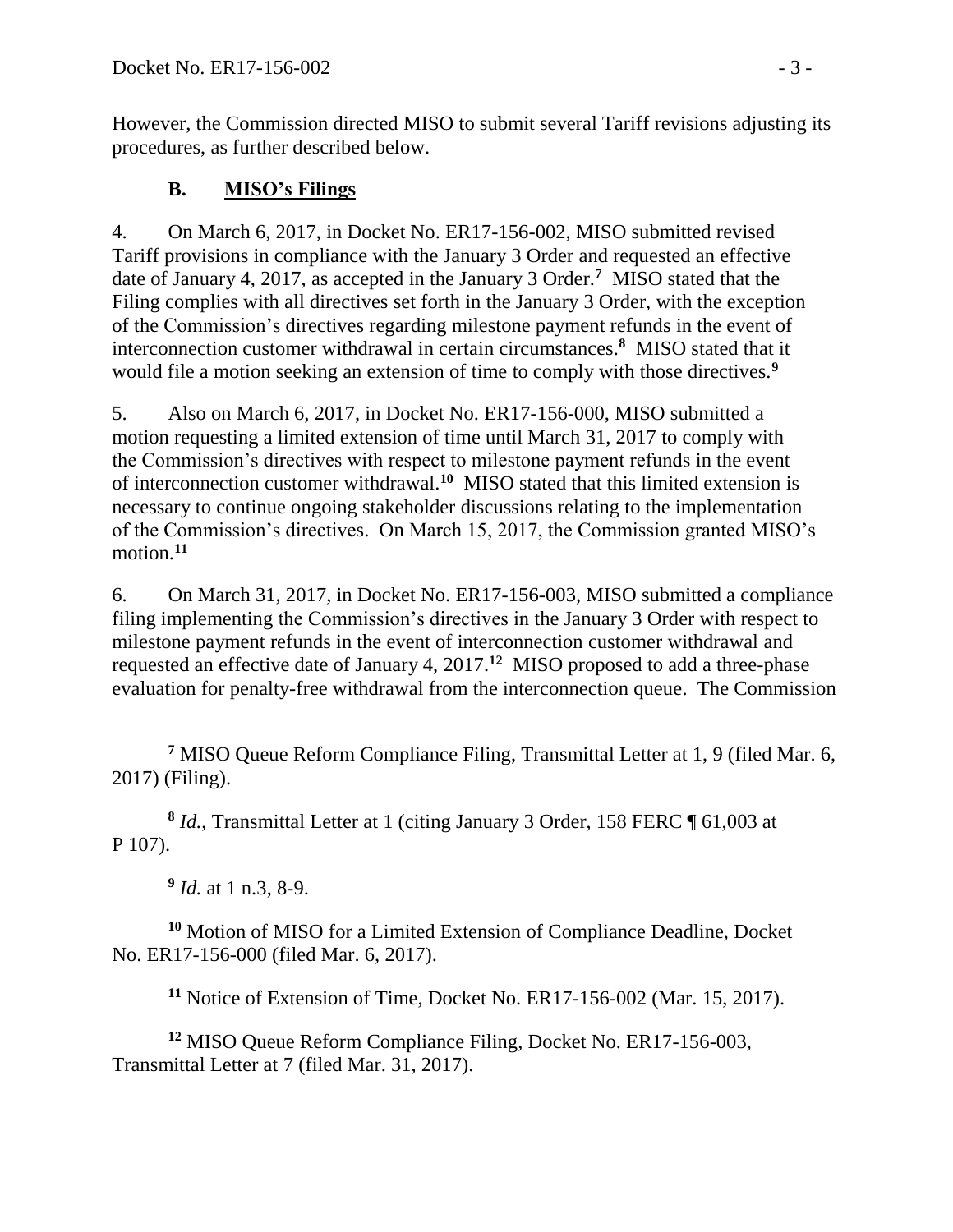However, the Commission directed MISO to submit several Tariff revisions adjusting its procedures, as further described below.

### B. **MISO's Filings**

4. On March 6, 2017, in Docket No. ER17-156-002, MISO submitted revised Tariff provisions in compliance with the January 3 Order and requested an effective date of January 4, 2017, as accepted in the January 3 Order.[7] MISO stated that the Filing complies with all directives set forth in the January 3 Order, with the exception of the Commission's directives regarding milestone payment refunds in the event of interconnection customer withdrawal in certain circumstances.[8] MISO stated that it would file a motion seeking an extension of time to comply with those directives.[9]

5. Also on March 6, 2017, in Docket No. ER17-156-000, MISO submitted a motion requesting a limited extension of time until March 31, 2017 to comply with the Commission's directives with respect to milestone payment refunds in the event of interconnection customer withdrawal.[10] MISO stated that this limited extension is necessary to continue ongoing stakeholder discussions relating to the implementation of the Commission's directives. On March 15, 2017, the Commission granted MISO's motion.[11]

6. On March 31, 2017, in Docket No. ER17-156-003, MISO submitted a compliance filing implementing the Commission's directives in the January 3 Order with respect to milestone payment refunds in the event of interconnection customer withdrawal and requested an effective date of January 4, 2017.[12] MISO proposed to add a three-phase evaluation for penalty-free withdrawal from the interconnection queue. The Commission

---

[7] MISO Queue Reform Compliance Filing, Transmittal Letter at 1, 9 (filed Mar. 6, 2017) (Filing).

[8] *Id.*, Transmittal Letter at 1 (citing January 3 Order, 158 FERC ¶ 61,003 at P 107).

[9] *Id.* at 1 n.3, 8-9.

[10] Motion of MISO for a Limited Extension of Compliance Deadline, Docket No. ER17-156-000 (filed Mar. 6, 2017).

[11] Notice of Extension of Time, Docket No. ER17-156-002 (Mar. 15, 2017).

[12] MISO Queue Reform Compliance Filing, Docket No. ER17-156-003, Transmittal Letter at 7 (filed Mar. 31, 2017).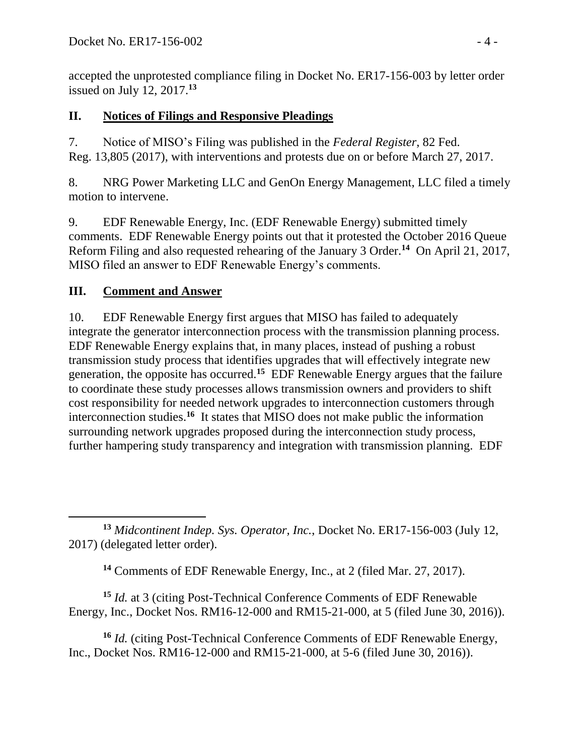accepted the unprotested compliance filing in Docket No. ER17-156-003 by letter order issued on July 12, 2017.[13]

## II. Notices of Filings and Responsive Pleadings

7. Notice of MISO's Filing was published in the *Federal Register*, 82 Fed. Reg. 13,805 (2017), with interventions and protests due on or before March 27, 2017.

8. NRG Power Marketing LLC and GenOn Energy Management, LLC filed a timely motion to intervene.

9. EDF Renewable Energy, Inc. (EDF Renewable Energy) submitted timely comments. EDF Renewable Energy points out that it protested the October 2016 Queue Reform Filing and also requested rehearing of the January 3 Order.[14] On April 21, 2017, MISO filed an answer to EDF Renewable Energy's comments.

## III. Comment and Answer

10. EDF Renewable Energy first argues that MISO has failed to adequately integrate the generator interconnection process with the transmission planning process. EDF Renewable Energy explains that, in many places, instead of pushing a robust transmission study process that identifies upgrades that will effectively integrate new generation, the opposite has occurred.[15] EDF Renewable Energy argues that the failure to coordinate these study processes allows transmission owners and providers to shift cost responsibility for needed network upgrades to interconnection customers through interconnection studies.[16] It states that MISO does not make public the information surrounding network upgrades proposed during the interconnection study process, further hampering study transparency and integration with transmission planning. EDF

---

[13] *Midcontinent Indep. Sys. Operator, Inc.*, Docket No. ER17-156-003 (July 12, 2017) (delegated letter order).

[14] Comments of EDF Renewable Energy, Inc., at 2 (filed Mar. 27, 2017).

[15] *Id.* at 3 (citing Post-Technical Conference Comments of EDF Renewable Energy, Inc., Docket Nos. RM16-12-000 and RM15-21-000, at 5 (filed June 30, 2016)).

[16] *Id.* (citing Post-Technical Conference Comments of EDF Renewable Energy, Inc., Docket Nos. RM16-12-000 and RM15-21-000, at 5-6 (filed June 30, 2016)).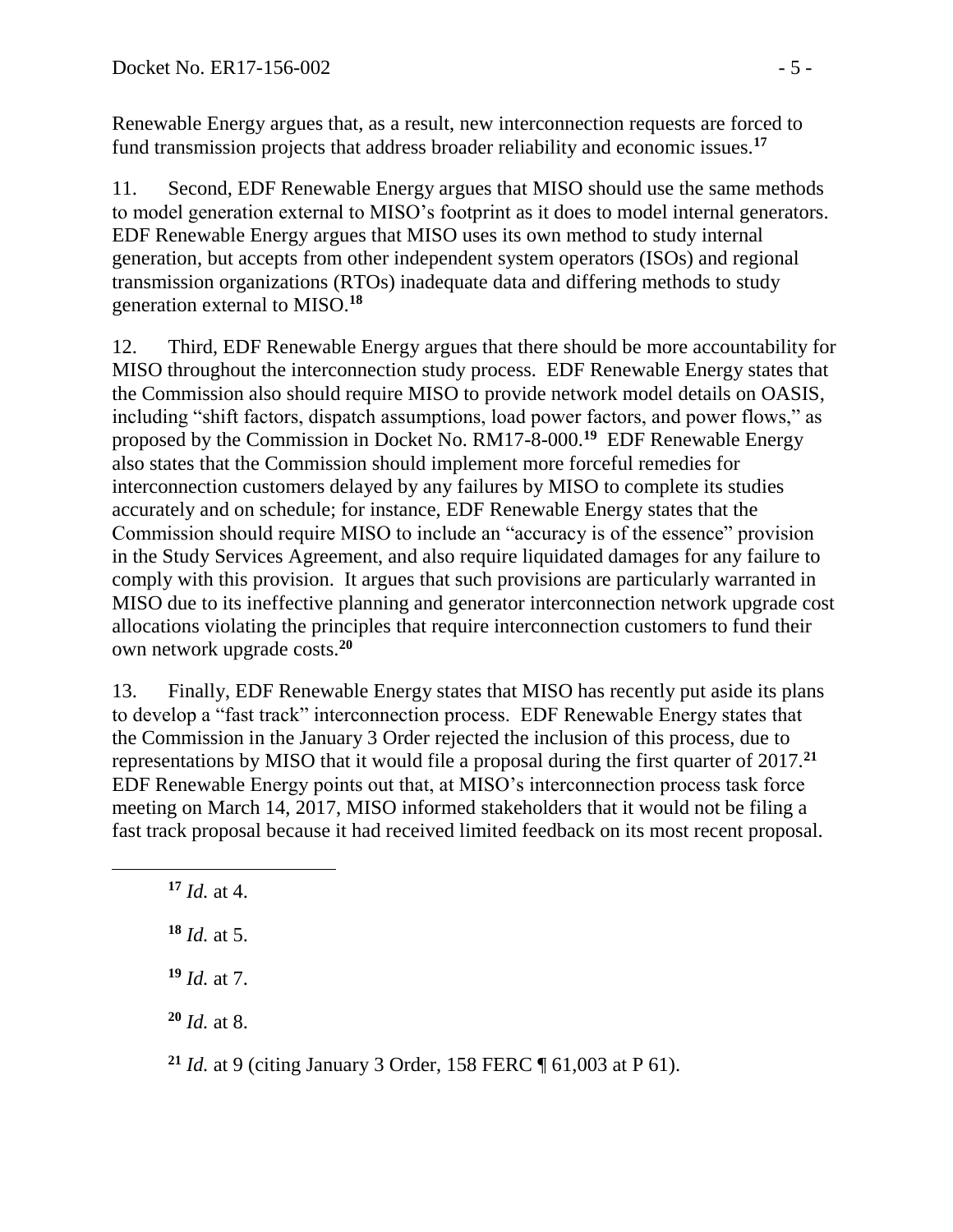Renewable Energy argues that, as a result, new interconnection requests are forced to fund transmission projects that address broader reliability and economic issues.[17]

11. Second, EDF Renewable Energy argues that MISO should use the same methods to model generation external to MISO's footprint as it does to model internal generators. EDF Renewable Energy argues that MISO uses its own method to study internal generation, but accepts from other independent system operators (ISOs) and regional transmission organizations (RTOs) inadequate data and differing methods to study generation external to MISO.[18]

12. Third, EDF Renewable Energy argues that there should be more accountability for MISO throughout the interconnection study process. EDF Renewable Energy states that the Commission also should require MISO to provide network model details on OASIS, including "shift factors, dispatch assumptions, load power factors, and power flows," as proposed by the Commission in Docket No. RM17-8-000.[19] EDF Renewable Energy also states that the Commission should implement more forceful remedies for interconnection customers delayed by any failures by MISO to complete its studies accurately and on schedule; for instance, EDF Renewable Energy states that the Commission should require MISO to include an "accuracy is of the essence" provision in the Study Services Agreement, and also require liquidated damages for any failure to comply with this provision. It argues that such provisions are particularly warranted in MISO due to its ineffective planning and generator interconnection network upgrade cost allocations violating the principles that require interconnection customers to fund their own network upgrade costs.[20]

13. Finally, EDF Renewable Energy states that MISO has recently put aside its plans to develop a "fast track" interconnection process. EDF Renewable Energy states that the Commission in the January 3 Order rejected the inclusion of this process, due to representations by MISO that it would file a proposal during the first quarter of 2017.[21] EDF Renewable Energy points out that, at MISO's interconnection process task force meeting on March 14, 2017, MISO informed stakeholders that it would not be filing a fast track proposal because it had received limited feedback on its most recent proposal.

---

[17] *Id.* at 4.

[18] *Id.* at 5.

[19] *Id.* at 7.

[20] *Id.* at 8.

[21] *Id.* at 9 (citing January 3 Order, 158 FERC ¶ 61,003 at P 61).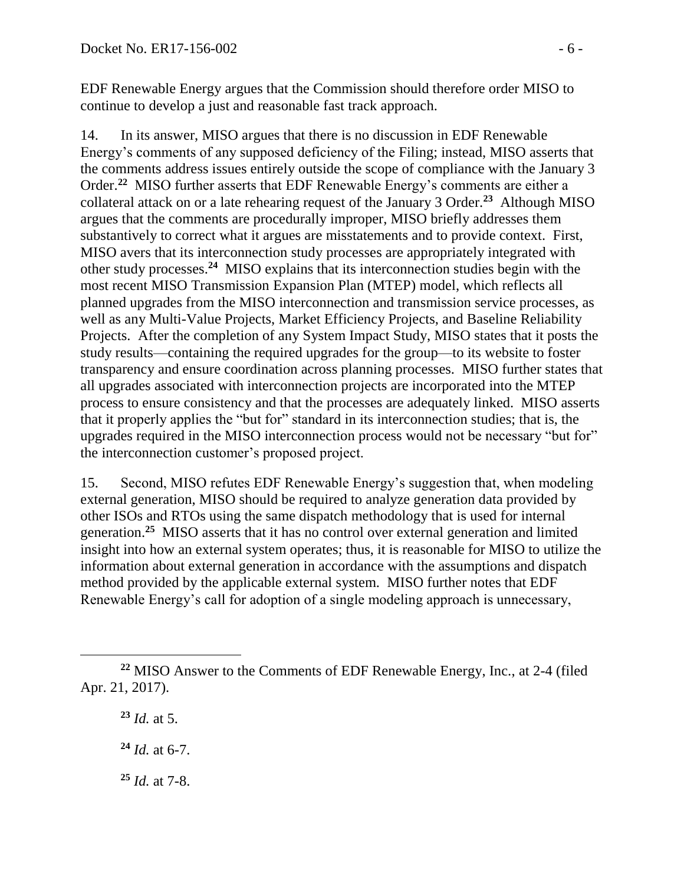EDF Renewable Energy argues that the Commission should therefore order MISO to continue to develop a just and reasonable fast track approach.

14. In its answer, MISO argues that there is no discussion in EDF Renewable Energy's comments of any supposed deficiency of the Filing; instead, MISO asserts that the comments address issues entirely outside the scope of compliance with the January 3 Order.[22] MISO further asserts that EDF Renewable Energy's comments are either a collateral attack on or a late rehearing request of the January 3 Order.[23] Although MISO argues that the comments are procedurally improper, MISO briefly addresses them substantively to correct what it argues are misstatements and to provide context. First, MISO avers that its interconnection study processes are appropriately integrated with other study processes.[24] MISO explains that its interconnection studies begin with the most recent MISO Transmission Expansion Plan (MTEP) model, which reflects all planned upgrades from the MISO interconnection and transmission service processes, as well as any Multi-Value Projects, Market Efficiency Projects, and Baseline Reliability Projects. After the completion of any System Impact Study, MISO states that it posts the study results—containing the required upgrades for the group—to its website to foster transparency and ensure coordination across planning processes. MISO further states that all upgrades associated with interconnection projects are incorporated into the MTEP process to ensure consistency and that the processes are adequately linked. MISO asserts that it properly applies the "but for" standard in its interconnection studies; that is, the upgrades required in the MISO interconnection process would not be necessary "but for" the interconnection customer's proposed project.

15. Second, MISO refutes EDF Renewable Energy's suggestion that, when modeling external generation, MISO should be required to analyze generation data provided by other ISOs and RTOs using the same dispatch methodology that is used for internal generation.[25] MISO asserts that it has no control over external generation and limited insight into how an external system operates; thus, it is reasonable for MISO to utilize the information about external generation in accordance with the assumptions and dispatch method provided by the applicable external system. MISO further notes that EDF Renewable Energy's call for adoption of a single modeling approach is unnecessary,

---

[22] MISO Answer to the Comments of EDF Renewable Energy, Inc., at 2-4 (filed Apr. 21, 2017).

[23] *Id.* at 5.

[24] *Id.* at 6-7.

[25] *Id.* at 7-8.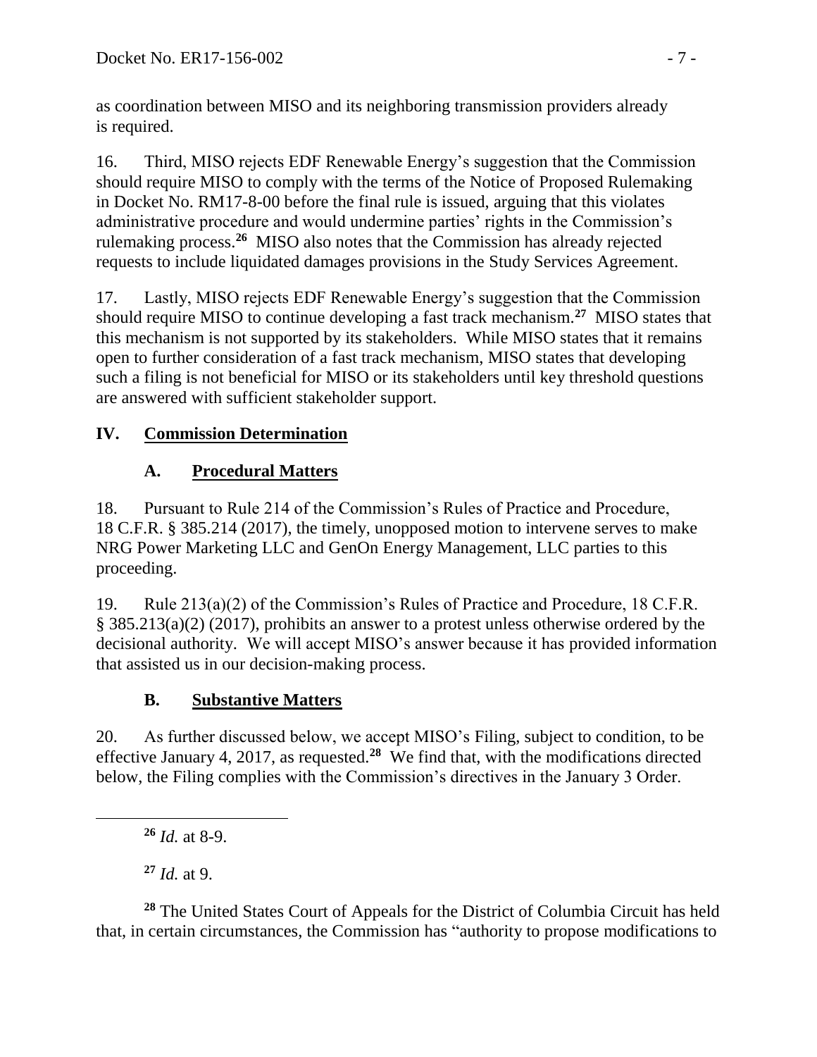as coordination between MISO and its neighboring transmission providers already is required.

16. Third, MISO rejects EDF Renewable Energy's suggestion that the Commission should require MISO to comply with the terms of the Notice of Proposed Rulemaking in Docket No. RM17-8-00 before the final rule is issued, arguing that this violates administrative procedure and would undermine parties' rights in the Commission's rulemaking process.[26] MISO also notes that the Commission has already rejected requests to include liquidated damages provisions in the Study Services Agreement.

17. Lastly, MISO rejects EDF Renewable Energy's suggestion that the Commission should require MISO to continue developing a fast track mechanism.[27] MISO states that this mechanism is not supported by its stakeholders. While MISO states that it remains open to further consideration of a fast track mechanism, MISO states that developing such a filing is not beneficial for MISO or its stakeholders until key threshold questions are answered with sufficient stakeholder support.

## IV. Commission Determination

### A. Procedural Matters

18. Pursuant to Rule 214 of the Commission's Rules of Practice and Procedure, 18 C.F.R. § 385.214 (2017), the timely, unopposed motion to intervene serves to make NRG Power Marketing LLC and GenOn Energy Management, LLC parties to this proceeding.

19. Rule 213(a)(2) of the Commission's Rules of Practice and Procedure, 18 C.F.R. § 385.213(a)(2) (2017), prohibits an answer to a protest unless otherwise ordered by the decisional authority. We will accept MISO's answer because it has provided information that assisted us in our decision-making process.

### B. Substantive Matters

20. As further discussed below, we accept MISO's Filing, subject to condition, to be effective January 4, 2017, as requested.[28] We find that, with the modifications directed below, the Filing complies with the Commission's directives in the January 3 Order.

---

[26] *Id.* at 8-9.

[27] *Id.* at 9.

[28] The United States Court of Appeals for the District of Columbia Circuit has held that, in certain circumstances, the Commission has "authority to propose modifications to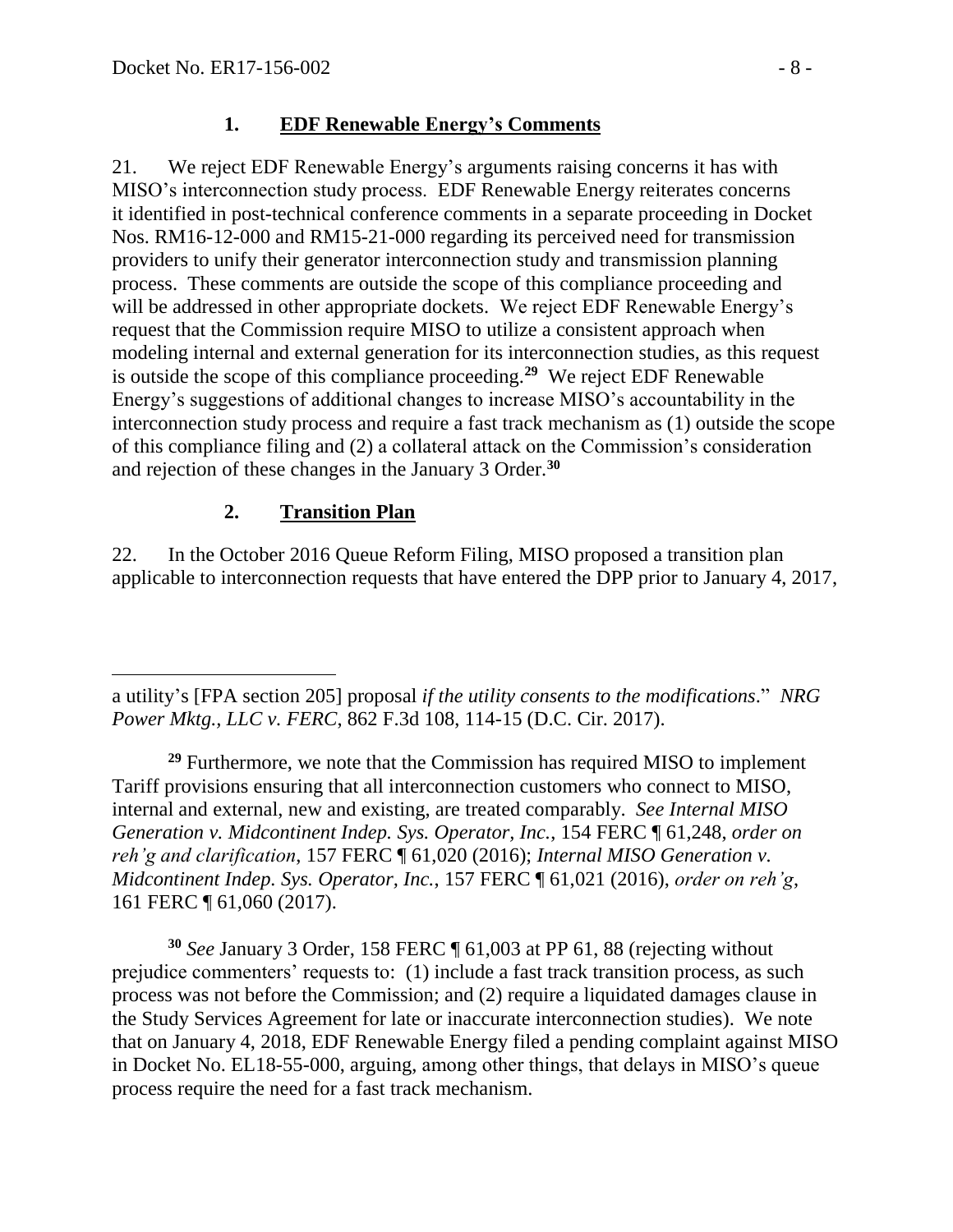### 1. **EDF Renewable Energy's Comments**

21. We reject EDF Renewable Energy's arguments raising concerns it has with MISO's interconnection study process. EDF Renewable Energy reiterates concerns it identified in post-technical conference comments in a separate proceeding in Docket Nos. RM16-12-000 and RM15-21-000 regarding its perceived need for transmission providers to unify their generator interconnection study and transmission planning process. These comments are outside the scope of this compliance proceeding and will be addressed in other appropriate dockets. We reject EDF Renewable Energy's request that the Commission require MISO to utilize a consistent approach when modeling internal and external generation for its interconnection studies, as this request is outside the scope of this compliance proceeding.[29] We reject EDF Renewable Energy's suggestions of additional changes to increase MISO's accountability in the interconnection study process and require a fast track mechanism as (1) outside the scope of this compliance filing and (2) a collateral attack on the Commission's consideration and rejection of these changes in the January 3 Order.[30]

### 2. **Transition Plan**

22. In the October 2016 Queue Reform Filing, MISO proposed a transition plan applicable to interconnection requests that have entered the DPP prior to January 4, 2017,

---

a utility's [FPA section 205] proposal *if the utility consents to the modifications*." *NRG Power Mktg., LLC v. FERC*, 862 F.3d 108, 114-15 (D.C. Cir. 2017).

[29] Furthermore, we note that the Commission has required MISO to implement Tariff provisions ensuring that all interconnection customers who connect to MISO, internal and external, new and existing, are treated comparably. *See Internal MISO Generation v. Midcontinent Indep. Sys. Operator, Inc.*, 154 FERC ¶ 61,248, *order on reh'g and clarification*, 157 FERC ¶ 61,020 (2016); *Internal MISO Generation v. Midcontinent Indep. Sys. Operator, Inc.*, 157 FERC ¶ 61,021 (2016), *order on reh'g*, 161 FERC ¶ 61,060 (2017).

[30] *See* January 3 Order, 158 FERC ¶ 61,003 at PP 61, 88 (rejecting without prejudice commenters' requests to: (1) include a fast track transition process, as such process was not before the Commission; and (2) require a liquidated damages clause in the Study Services Agreement for late or inaccurate interconnection studies). We note that on January 4, 2018, EDF Renewable Energy filed a pending complaint against MISO in Docket No. EL18-55-000, arguing, among other things, that delays in MISO's queue process require the need for a fast track mechanism.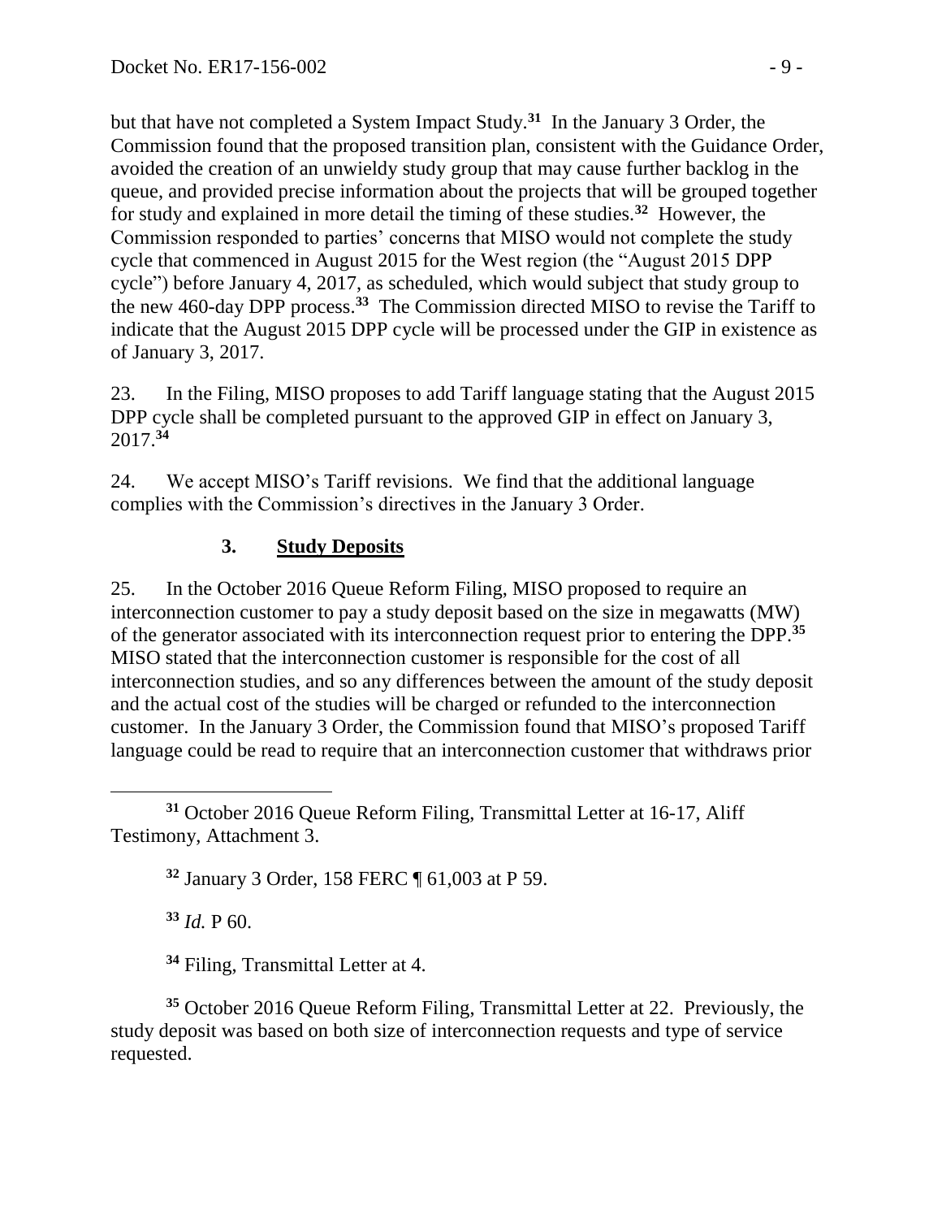but that have not completed a System Impact Study.[31] In the January 3 Order, the Commission found that the proposed transition plan, consistent with the Guidance Order, avoided the creation of an unwieldy study group that may cause further backlog in the queue, and provided precise information about the projects that will be grouped together for study and explained in more detail the timing of these studies.[32] However, the Commission responded to parties' concerns that MISO would not complete the study cycle that commenced in August 2015 for the West region (the "August 2015 DPP cycle") before January 4, 2017, as scheduled, which would subject that study group to the new 460-day DPP process.[33] The Commission directed MISO to revise the Tariff to indicate that the August 2015 DPP cycle will be processed under the GIP in existence as of January 3, 2017.

23. In the Filing, MISO proposes to add Tariff language stating that the August 2015 DPP cycle shall be completed pursuant to the approved GIP in effect on January 3, 2017.[34]

24. We accept MISO's Tariff revisions. We find that the additional language complies with the Commission's directives in the January 3 Order.

### 3. Study Deposits

25. In the October 2016 Queue Reform Filing, MISO proposed to require an interconnection customer to pay a study deposit based on the size in megawatts (MW) of the generator associated with its interconnection request prior to entering the DPP.[35] MISO stated that the interconnection customer is responsible for the cost of all interconnection studies, and so any differences between the amount of the study deposit and the actual cost of the studies will be charged or refunded to the interconnection customer. In the January 3 Order, the Commission found that MISO's proposed Tariff language could be read to require that an interconnection customer that withdraws prior

---

[31] October 2016 Queue Reform Filing, Transmittal Letter at 16-17, Aliff Testimony, Attachment 3.

[32] January 3 Order, 158 FERC ¶ 61,003 at P 59.

[33] *Id.* P 60.

[34] Filing, Transmittal Letter at 4.

[35] October 2016 Queue Reform Filing, Transmittal Letter at 22. Previously, the study deposit was based on both size of interconnection requests and type of service requested.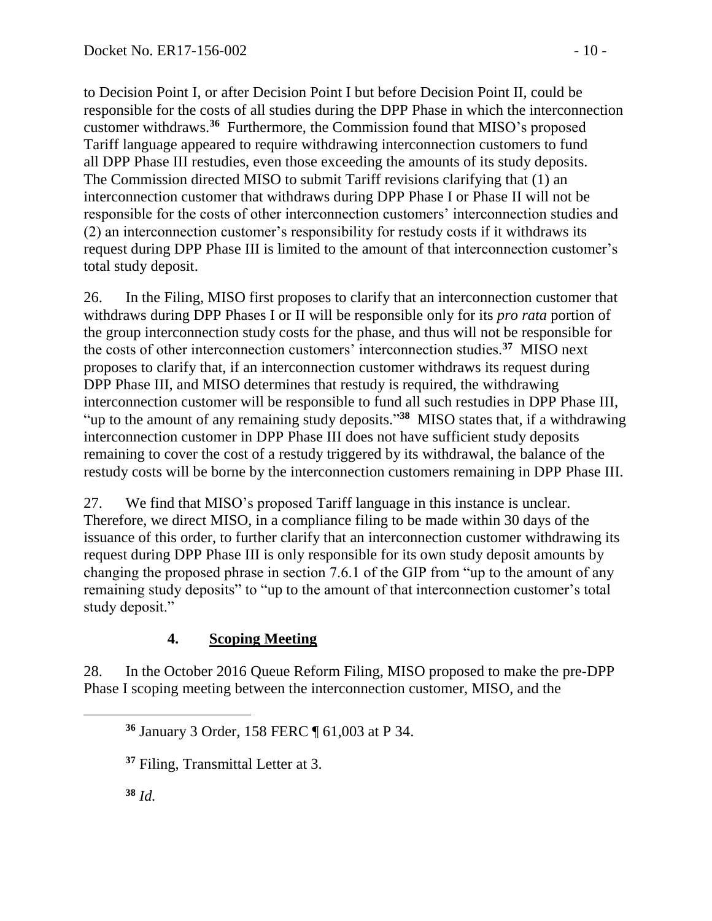to Decision Point I, or after Decision Point I but before Decision Point II, could be responsible for the costs of all studies during the DPP Phase in which the interconnection customer withdraws.[36] Furthermore, the Commission found that MISO's proposed Tariff language appeared to require withdrawing interconnection customers to fund all DPP Phase III restudies, even those exceeding the amounts of its study deposits. The Commission directed MISO to submit Tariff revisions clarifying that (1) an interconnection customer that withdraws during DPP Phase I or Phase II will not be responsible for the costs of other interconnection customers' interconnection studies and (2) an interconnection customer's responsibility for restudy costs if it withdraws its request during DPP Phase III is limited to the amount of that interconnection customer's total study deposit.

26. In the Filing, MISO first proposes to clarify that an interconnection customer that withdraws during DPP Phases I or II will be responsible only for its *pro rata* portion of the group interconnection study costs for the phase, and thus will not be responsible for the costs of other interconnection customers' interconnection studies.[37] MISO next proposes to clarify that, if an interconnection customer withdraws its request during DPP Phase III, and MISO determines that restudy is required, the withdrawing interconnection customer will be responsible to fund all such restudies in DPP Phase III, "up to the amount of any remaining study deposits."[38] MISO states that, if a withdrawing interconnection customer in DPP Phase III does not have sufficient study deposits remaining to cover the cost of a restudy triggered by its withdrawal, the balance of the restudy costs will be borne by the interconnection customers remaining in DPP Phase III.

27. We find that MISO's proposed Tariff language in this instance is unclear. Therefore, we direct MISO, in a compliance filing to be made within 30 days of the issuance of this order, to further clarify that an interconnection customer withdrawing its request during DPP Phase III is only responsible for its own study deposit amounts by changing the proposed phrase in section 7.6.1 of the GIP from "up to the amount of any remaining study deposits" to "up to the amount of that interconnection customer's total study deposit."

### 4. Scoping Meeting

28. In the October 2016 Queue Reform Filing, MISO proposed to make the pre-DPP Phase I scoping meeting between the interconnection customer, MISO, and the

---

[36] January 3 Order, 158 FERC ¶ 61,003 at P 34.

[37] Filing, Transmittal Letter at 3.

[38] *Id.*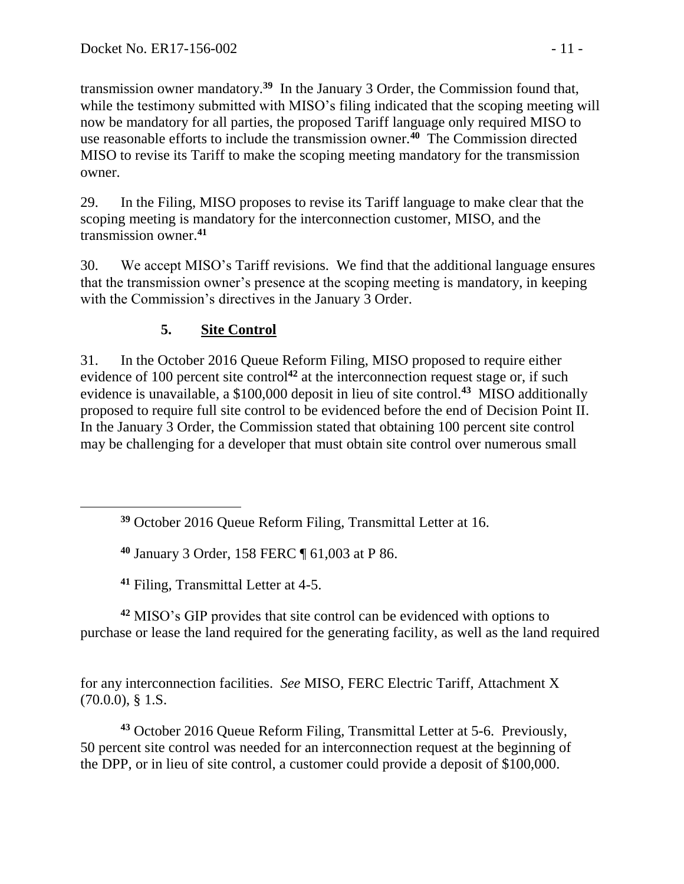transmission owner mandatory.[39] In the January 3 Order, the Commission found that, while the testimony submitted with MISO's filing indicated that the scoping meeting will now be mandatory for all parties, the proposed Tariff language only required MISO to use reasonable efforts to include the transmission owner.[40] The Commission directed MISO to revise its Tariff to make the scoping meeting mandatory for the transmission owner.

29. In the Filing, MISO proposes to revise its Tariff language to make clear that the scoping meeting is mandatory for the interconnection customer, MISO, and the transmission owner.[41]

30. We accept MISO's Tariff revisions. We find that the additional language ensures that the transmission owner's presence at the scoping meeting is mandatory, in keeping with the Commission's directives in the January 3 Order.

### 5. Site Control

31. In the October 2016 Queue Reform Filing, MISO proposed to require either evidence of 100 percent site control[42] at the interconnection request stage or, if such evidence is unavailable, a $100,000 deposit in lieu of site control.[43] MISO additionally proposed to require full site control to be evidenced before the end of Decision Point II. In the January 3 Order, the Commission stated that obtaining 100 percent site control may be challenging for a developer that must obtain site control over numerous small

---

[39] October 2016 Queue Reform Filing, Transmittal Letter at 16.

[40] January 3 Order, 158 FERC ¶ 61,003 at P 86.

[41] Filing, Transmittal Letter at 4-5.

[42] MISO's GIP provides that site control can be evidenced with options to purchase or lease the land required for the generating facility, as well as the land required for any interconnection facilities. *See* MISO, FERC Electric Tariff, Attachment X (70.0.0), § 1.S.

[43] October 2016 Queue Reform Filing, Transmittal Letter at 5-6. Previously, 50 percent site control was needed for an interconnection request at the beginning of the DPP, or in lieu of site control, a customer could provide a deposit of $100,000.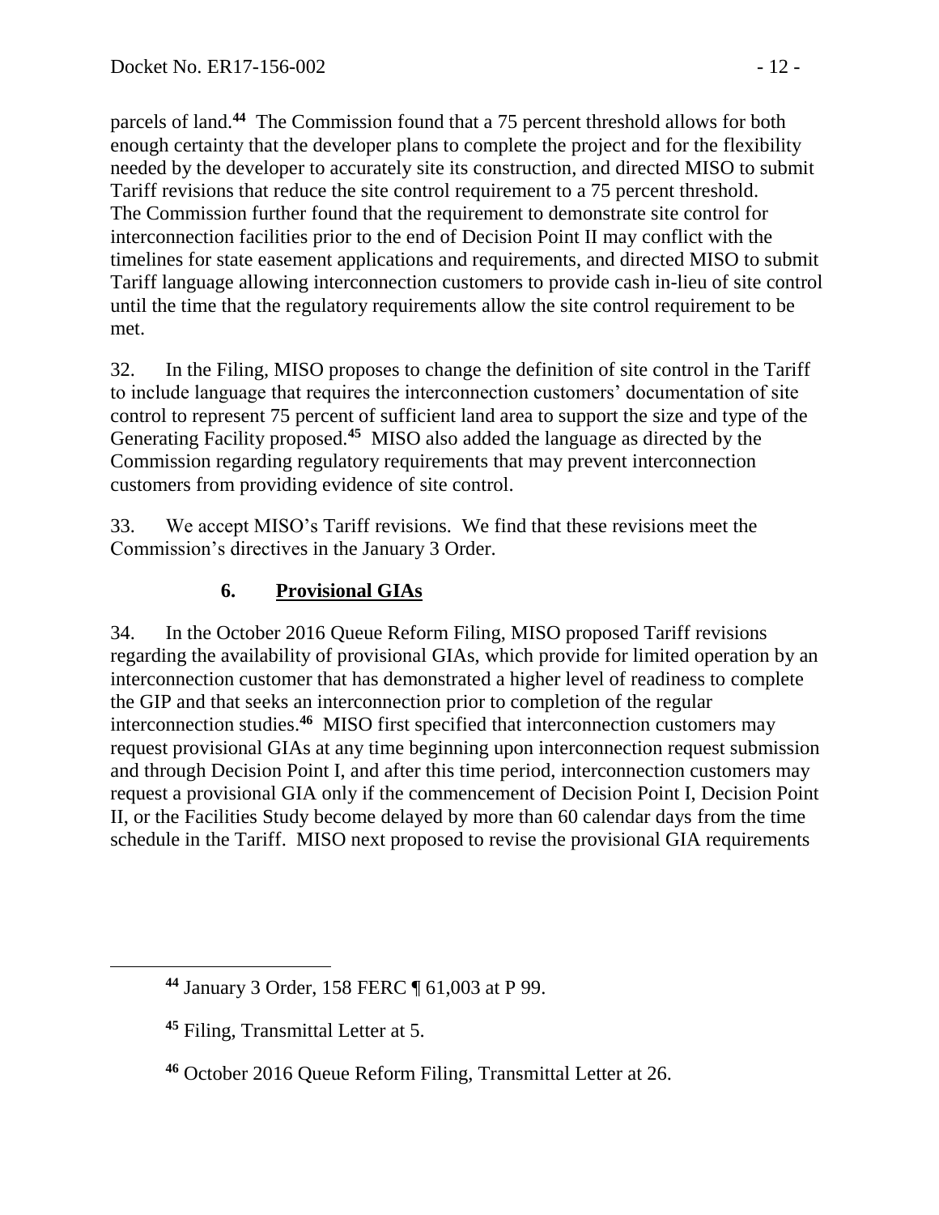parcels of land.[44] The Commission found that a 75 percent threshold allows for both enough certainty that the developer plans to complete the project and for the flexibility needed by the developer to accurately site its construction, and directed MISO to submit Tariff revisions that reduce the site control requirement to a 75 percent threshold. The Commission further found that the requirement to demonstrate site control for interconnection facilities prior to the end of Decision Point II may conflict with the timelines for state easement applications and requirements, and directed MISO to submit Tariff language allowing interconnection customers to provide cash in-lieu of site control until the time that the regulatory requirements allow the site control requirement to be met.

32. In the Filing, MISO proposes to change the definition of site control in the Tariff to include language that requires the interconnection customers' documentation of site control to represent 75 percent of sufficient land area to support the size and type of the Generating Facility proposed.[45] MISO also added the language as directed by the Commission regarding regulatory requirements that may prevent interconnection customers from providing evidence of site control.

33. We accept MISO's Tariff revisions. We find that these revisions meet the Commission's directives in the January 3 Order.

### 6. <u>Provisional GIAs</u>

34. In the October 2016 Queue Reform Filing, MISO proposed Tariff revisions regarding the availability of provisional GIAs, which provide for limited operation by an interconnection customer that has demonstrated a higher level of readiness to complete the GIP and that seeks an interconnection prior to completion of the regular interconnection studies.[46] MISO first specified that interconnection customers may request provisional GIAs at any time beginning upon interconnection request submission and through Decision Point I, and after this time period, interconnection customers may request a provisional GIA only if the commencement of Decision Point I, Decision Point II, or the Facilities Study become delayed by more than 60 calendar days from the time schedule in the Tariff. MISO next proposed to revise the provisional GIA requirements

---

[44] January 3 Order, 158 FERC ¶ 61,003 at P 99.

[45] Filing, Transmittal Letter at 5.

[46] October 2016 Queue Reform Filing, Transmittal Letter at 26.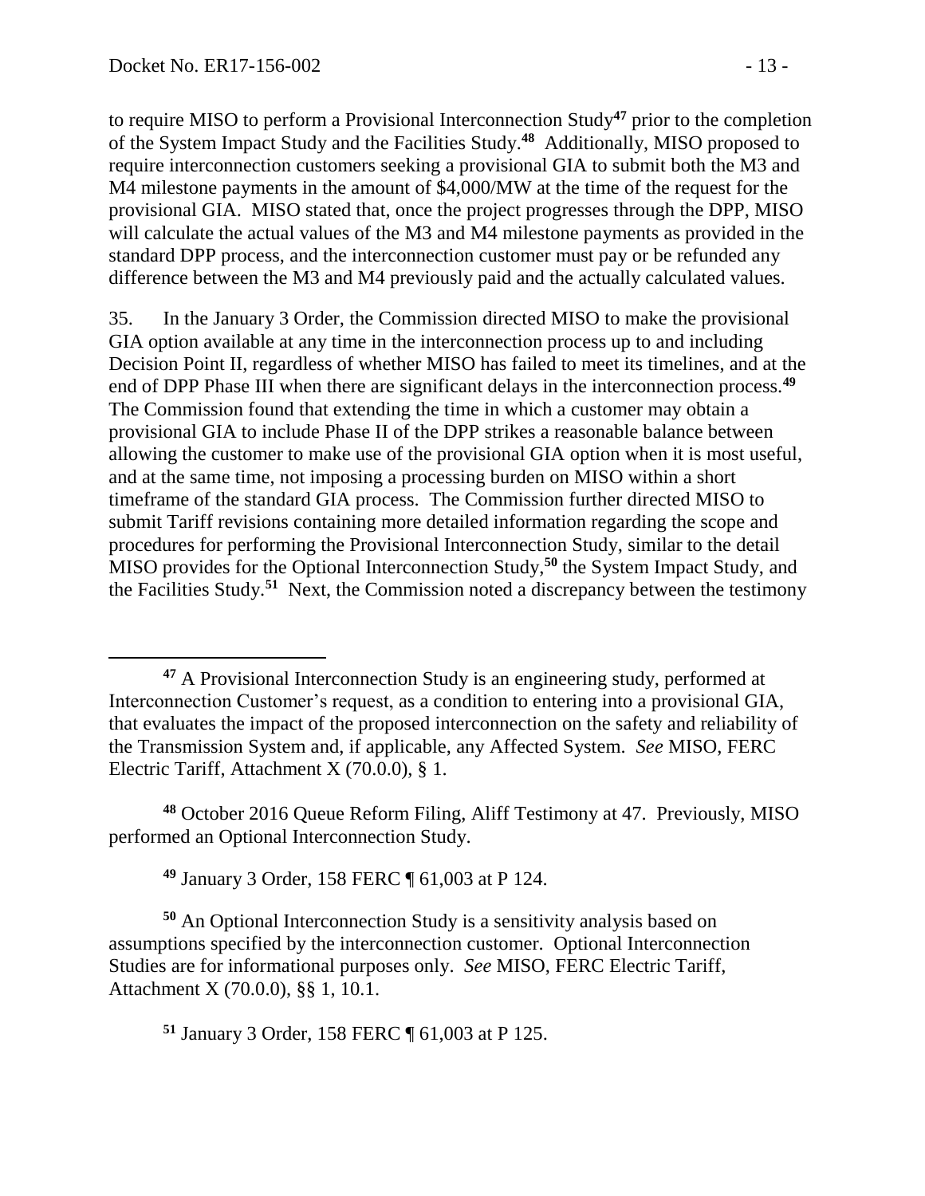to require MISO to perform a Provisional Interconnection Study[47] prior to the completion of the System Impact Study and the Facilities Study.[48] Additionally, MISO proposed to require interconnection customers seeking a provisional GIA to submit both the M3 and M4 milestone payments in the amount of $4,000/MW at the time of the request for the provisional GIA. MISO stated that, once the project progresses through the DPP, MISO will calculate the actual values of the M3 and M4 milestone payments as provided in the standard DPP process, and the interconnection customer must pay or be refunded any difference between the M3 and M4 previously paid and the actually calculated values.

35. In the January 3 Order, the Commission directed MISO to make the provisional GIA option available at any time in the interconnection process up to and including Decision Point II, regardless of whether MISO has failed to meet its timelines, and at the end of DPP Phase III when there are significant delays in the interconnection process.[49] The Commission found that extending the time in which a customer may obtain a provisional GIA to include Phase II of the DPP strikes a reasonable balance between allowing the customer to make use of the provisional GIA option when it is most useful, and at the same time, not imposing a processing burden on MISO within a short timeframe of the standard GIA process. The Commission further directed MISO to submit Tariff revisions containing more detailed information regarding the scope and procedures for performing the Provisional Interconnection Study, similar to the detail MISO provides for the Optional Interconnection Study,[50] the System Impact Study, and the Facilities Study.[51] Next, the Commission noted a discrepancy between the testimony

---

[47] A Provisional Interconnection Study is an engineering study, performed at Interconnection Customer's request, as a condition to entering into a provisional GIA, that evaluates the impact of the proposed interconnection on the safety and reliability of the Transmission System and, if applicable, any Affected System. *See* MISO, FERC Electric Tariff, Attachment X (70.0.0), § 1.

[48] October 2016 Queue Reform Filing, Aliff Testimony at 47. Previously, MISO performed an Optional Interconnection Study.

[49] January 3 Order, 158 FERC ¶ 61,003 at P 124.

[50] An Optional Interconnection Study is a sensitivity analysis based on assumptions specified by the interconnection customer. Optional Interconnection Studies are for informational purposes only. *See* MISO, FERC Electric Tariff, Attachment X (70.0.0), §§ 1, 10.1.

[51] January 3 Order, 158 FERC ¶ 61,003 at P 125.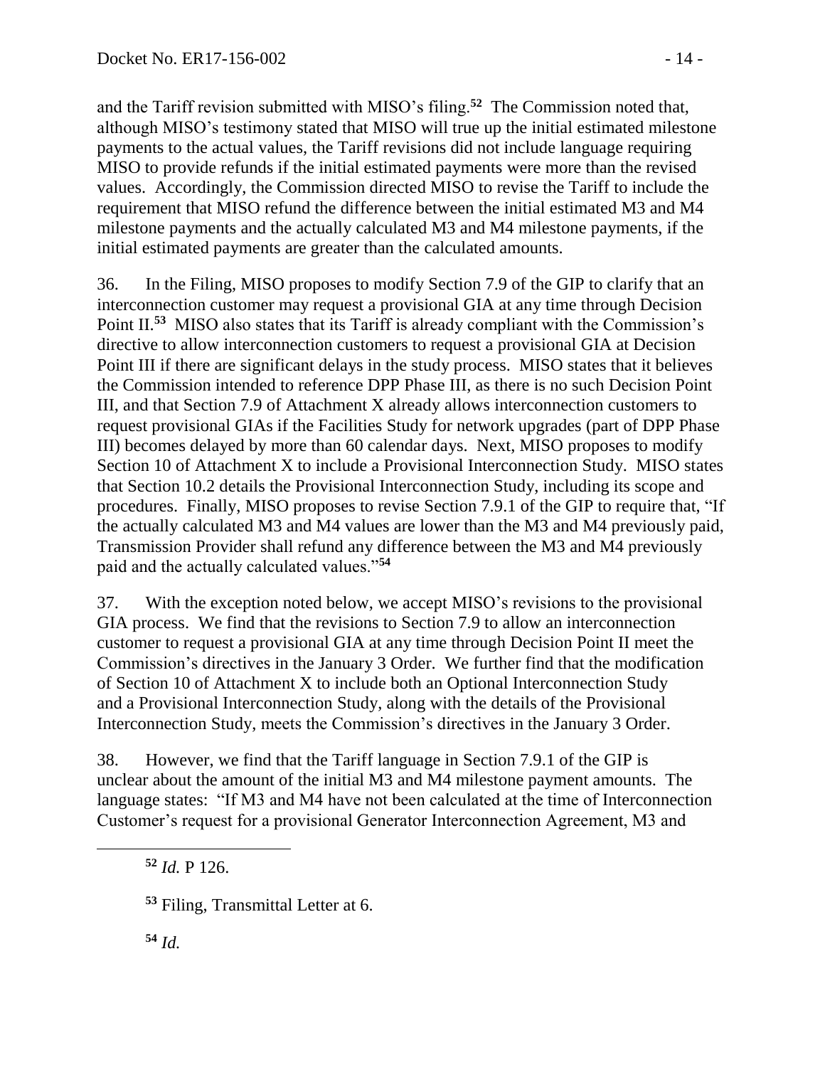and the Tariff revision submitted with MISO's filing.[52] The Commission noted that, although MISO's testimony stated that MISO will true up the initial estimated milestone payments to the actual values, the Tariff revisions did not include language requiring MISO to provide refunds if the initial estimated payments were more than the revised values. Accordingly, the Commission directed MISO to revise the Tariff to include the requirement that MISO refund the difference between the initial estimated M3 and M4 milestone payments and the actually calculated M3 and M4 milestone payments, if the initial estimated payments are greater than the calculated amounts.

36. In the Filing, MISO proposes to modify Section 7.9 of the GIP to clarify that an interconnection customer may request a provisional GIA at any time through Decision Point II.[53] MISO also states that its Tariff is already compliant with the Commission's directive to allow interconnection customers to request a provisional GIA at Decision Point III if there are significant delays in the study process. MISO states that it believes the Commission intended to reference DPP Phase III, as there is no such Decision Point III, and that Section 7.9 of Attachment X already allows interconnection customers to request provisional GIAs if the Facilities Study for network upgrades (part of DPP Phase III) becomes delayed by more than 60 calendar days. Next, MISO proposes to modify Section 10 of Attachment X to include a Provisional Interconnection Study. MISO states that Section 10.2 details the Provisional Interconnection Study, including its scope and procedures. Finally, MISO proposes to revise Section 7.9.1 of the GIP to require that, "If the actually calculated M3 and M4 values are lower than the M3 and M4 previously paid, Transmission Provider shall refund any difference between the M3 and M4 previously paid and the actually calculated values."[54]

37. With the exception noted below, we accept MISO's revisions to the provisional GIA process. We find that the revisions to Section 7.9 to allow an interconnection customer to request a provisional GIA at any time through Decision Point II meet the Commission's directives in the January 3 Order. We further find that the modification of Section 10 of Attachment X to include both an Optional Interconnection Study and a Provisional Interconnection Study, along with the details of the Provisional Interconnection Study, meets the Commission's directives in the January 3 Order.

38. However, we find that the Tariff language in Section 7.9.1 of the GIP is unclear about the amount of the initial M3 and M4 milestone payment amounts. The language states: "If M3 and M4 have not been calculated at the time of Interconnection Customer's request for a provisional Generator Interconnection Agreement, M3 and

[52] *Id.* P 126.

[53] Filing, Transmittal Letter at 6.

[54] *Id.*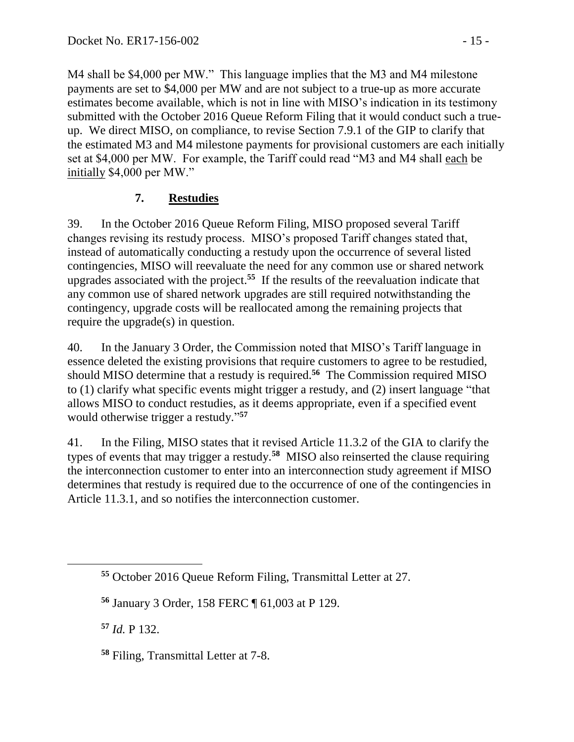M4 shall be \$4,000 per MW." This language implies that the M3 and M4 milestone payments are set to \$4,000 per MW and are not subject to a true-up as more accurate estimates become available, which is not in line with MISO's indication in its testimony submitted with the October 2016 Queue Reform Filing that it would conduct such a true-up. We direct MISO, on compliance, to revise Section 7.9.1 of the GIP to clarify that the estimated M3 and M4 milestone payments for provisional customers are each initially set at \$4,000 per MW. For example, the Tariff could read "M3 and M4 shall <u>each</u> be <u>initially</u> \$4,000 per MW."

### 7. <u>Restudies</u>

39. In the October 2016 Queue Reform Filing, MISO proposed several Tariff changes revising its restudy process. MISO's proposed Tariff changes stated that, instead of automatically conducting a restudy upon the occurrence of several listed contingencies, MISO will reevaluate the need for any common use or shared network upgrades associated with the project.[55] If the results of the reevaluation indicate that any common use of shared network upgrades are still required notwithstanding the contingency, upgrade costs will be reallocated among the remaining projects that require the upgrade(s) in question.

40. In the January 3 Order, the Commission noted that MISO's Tariff language in essence deleted the existing provisions that require customers to agree to be restudied, should MISO determine that a restudy is required.[56] The Commission required MISO to (1) clarify what specific events might trigger a restudy, and (2) insert language "that allows MISO to conduct restudies, as it deems appropriate, even if a specified event would otherwise trigger a restudy."[57]

41. In the Filing, MISO states that it revised Article 11.3.2 of the GIA to clarify the types of events that may trigger a restudy.[58] MISO also reinserted the clause requiring the interconnection customer to enter into an interconnection study agreement if MISO determines that restudy is required due to the occurrence of one of the contingencies in Article 11.3.1, and so notifies the interconnection customer.

---

[55] October 2016 Queue Reform Filing, Transmittal Letter at 27.

[56] January 3 Order, 158 FERC ¶ 61,003 at P 129.

[57] *Id.* P 132.

[58] Filing, Transmittal Letter at 7-8.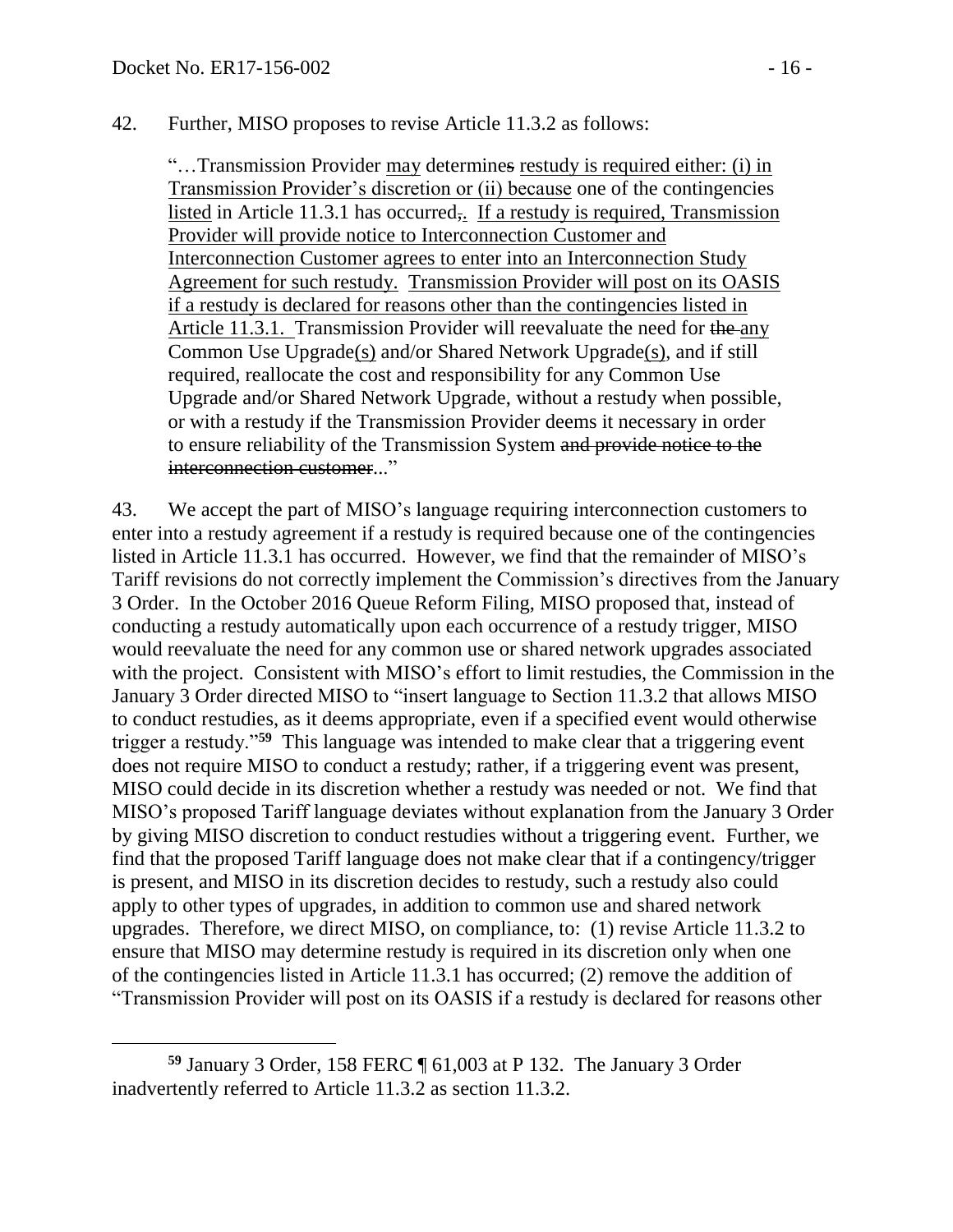42. Further, MISO proposes to revise Article 11.3.2 as follows:

> "…Transmission Provider may determines restudy is required either: (i) in Transmission Provider's discretion or (ii) because one of the contingencies listed in Article 11.3.1 has occurred,. If a restudy is required, Transmission Provider will provide notice to Interconnection Customer and Interconnection Customer agrees to enter into an Interconnection Study Agreement for such restudy. Transmission Provider will post on its OASIS if a restudy is declared for reasons other than the contingencies listed in Article 11.3.1. Transmission Provider will reevaluate the need for ~~the~~ any Common Use Upgrade(s) and/or Shared Network Upgrade(s), and if still required, reallocate the cost and responsibility for any Common Use Upgrade and/or Shared Network Upgrade, without a restudy when possible, or with a restudy if the Transmission Provider deems it necessary in order to ensure reliability of the Transmission System ~~and provide notice to the interconnection customer~~..."

43. We accept the part of MISO's language requiring interconnection customers to enter into a restudy agreement if a restudy is required because one of the contingencies listed in Article 11.3.1 has occurred. However, we find that the remainder of MISO's Tariff revisions do not correctly implement the Commission's directives from the January 3 Order. In the October 2016 Queue Reform Filing, MISO proposed that, instead of conducting a restudy automatically upon each occurrence of a restudy trigger, MISO would reevaluate the need for any common use or shared network upgrades associated with the project. Consistent with MISO's effort to limit restudies, the Commission in the January 3 Order directed MISO to "insert language to Section 11.3.2 that allows MISO to conduct restudies, as it deems appropriate, even if a specified event would otherwise trigger a restudy."[59] This language was intended to make clear that a triggering event does not require MISO to conduct a restudy; rather, if a triggering event was present, MISO could decide in its discretion whether a restudy was needed or not. We find that MISO's proposed Tariff language deviates without explanation from the January 3 Order by giving MISO discretion to conduct restudies without a triggering event. Further, we find that the proposed Tariff language does not make clear that if a contingency/trigger is present, and MISO in its discretion decides to restudy, such a restudy also could apply to other types of upgrades, in addition to common use and shared network upgrades. Therefore, we direct MISO, on compliance, to: (1) revise Article 11.3.2 to ensure that MISO may determine restudy is required in its discretion only when one of the contingencies listed in Article 11.3.1 has occurred; (2) remove the addition of "Transmission Provider will post on its OASIS if a restudy is declared for reasons other

---

[59] January 3 Order, 158 FERC ¶ 61,003 at P 132. The January 3 Order inadvertently referred to Article 11.3.2 as section 11.3.2.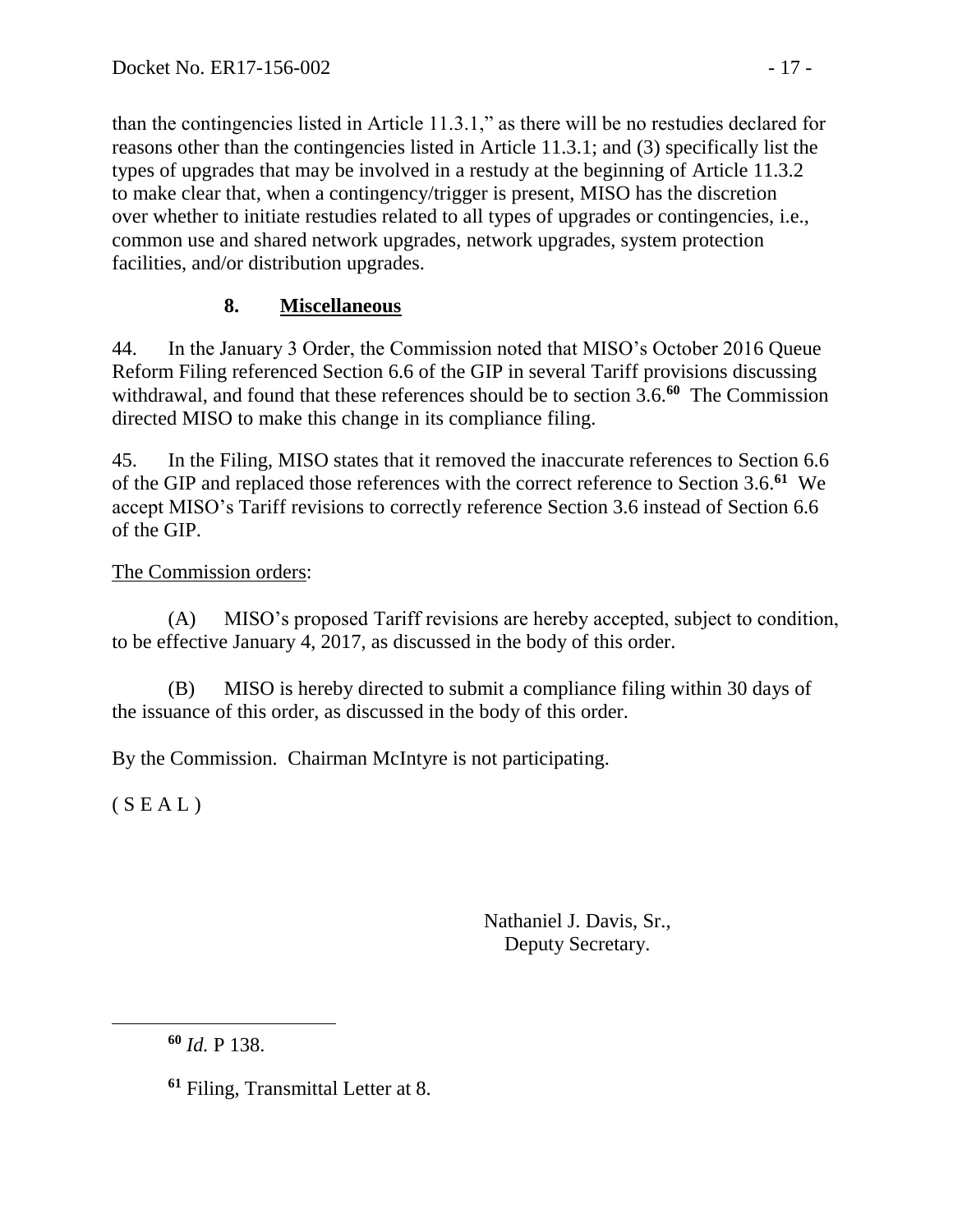than the contingencies listed in Article 11.3.1," as there will be no restudies declared for reasons other than the contingencies listed in Article 11.3.1; and (3) specifically list the types of upgrades that may be involved in a restudy at the beginning of Article 11.3.2 to make clear that, when a contingency/trigger is present, MISO has the discretion over whether to initiate restudies related to all types of upgrades or contingencies, i.e., common use and shared network upgrades, network upgrades, system protection facilities, and/or distribution upgrades.

### 8. Miscellaneous

44. In the January 3 Order, the Commission noted that MISO's October 2016 Queue Reform Filing referenced Section 6.6 of the GIP in several Tariff provisions discussing withdrawal, and found that these references should be to section 3.6.[60] The Commission directed MISO to make this change in its compliance filing.

45. In the Filing, MISO states that it removed the inaccurate references to Section 6.6 of the GIP and replaced those references with the correct reference to Section 3.6.[61] We accept MISO's Tariff revisions to correctly reference Section 3.6 instead of Section 6.6 of the GIP.

The Commission orders:

(A) MISO's proposed Tariff revisions are hereby accepted, subject to condition, to be effective January 4, 2017, as discussed in the body of this order.

(B) MISO is hereby directed to submit a compliance filing within 30 days of the issuance of this order, as discussed in the body of this order.

By the Commission. Chairman McIntyre is not participating.

( S E A L )

Nathaniel J. Davis, Sr.,
Deputy Secretary.

---

[60] *Id.* P 138.

[61] Filing, Transmittal Letter at 8.